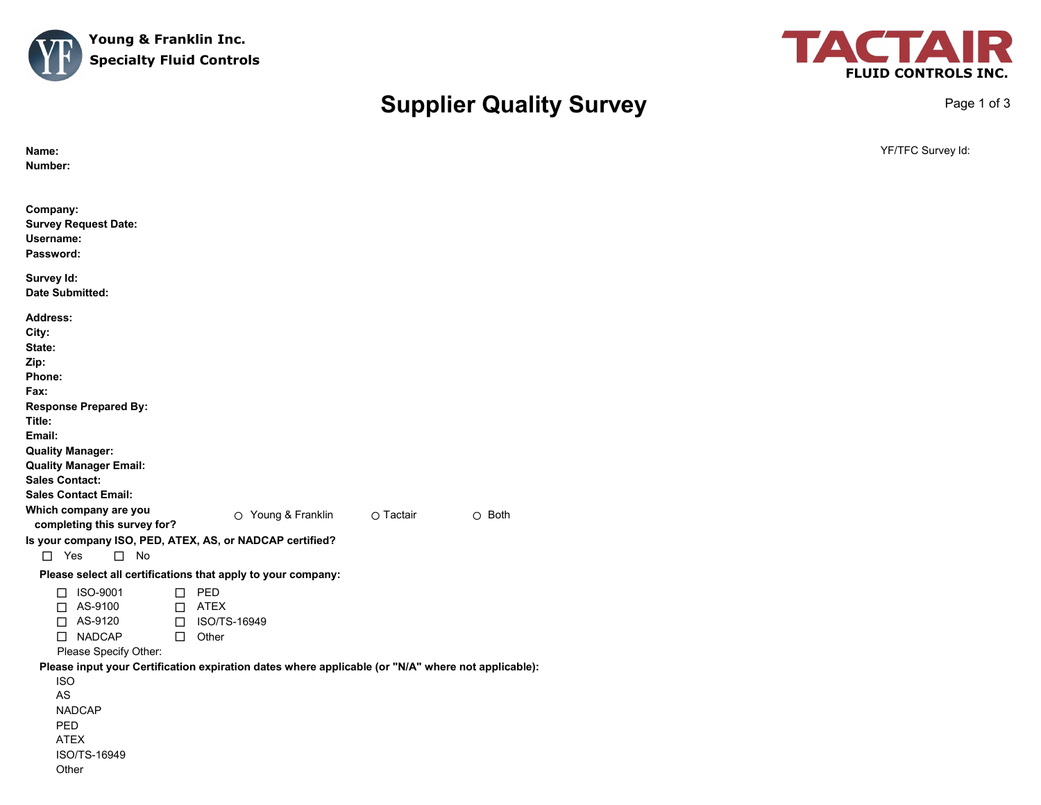**Young & Franklin Inc.**
**Specialty Fluid Controls**

**TACTAIR**
**FLUID CONTROLS INC.**

# Supplier Quality Survey

**Name:**
**Number:**

YF/TFC Survey Id:

**Company:**
**Survey Request Date:**
**Username:**
**Password:**

**Survey Id:**
**Date Submitted:**

**Address:**
**City:**
**State:**
**Zip:**
**Phone:**
**Fax:**
**Response Prepared By:**
**Title:**
**Email:**
**Quality Manager:**
**Quality Manager Email:**
**Sales Contact:**
**Sales Contact Email:**
**Which company are you completing this survey for?** ○ Young & Franklin ○ Tactair ○ Both

**Is your company ISO, PED, ATEX, AS, or NADCAP certified?**

☐ Yes ☐ No

**Please select all certifications that apply to your company:**

☐ ISO-9001 ☐ PED
☐ AS-9100 ☐ ATEX
☐ AS-9120 ☐ ISO/TS-16949
☐ NADCAP ☐ Other

Please Specify Other:

**Please input your Certification expiration dates where applicable (or "N/A" where not applicable):**

ISO
AS
NADCAP
PED
ATEX
ISO/TS-16949
Other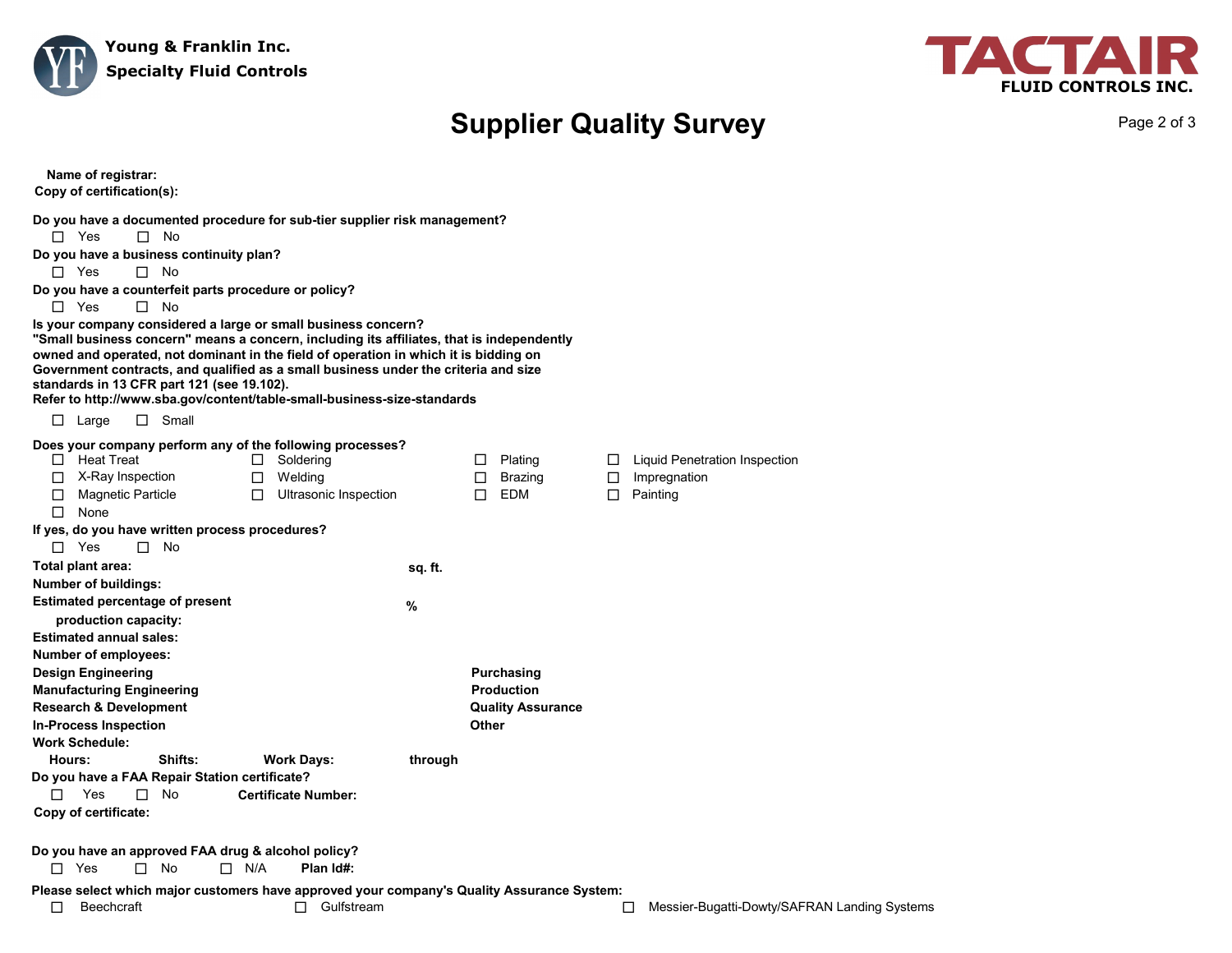Young & Franklin Inc.
Specialty Fluid Controls

TACTAIR FLUID CONTROLS INC.

# Supplier Quality Survey

**Name of registrar:**
**Copy of certification(s):**

**Do you have a documented procedure for sub-tier supplier risk management?**

☐ Yes ☐ No

**Do you have a business continuity plan?**

☐ Yes ☐ No

**Do you have a counterfeit parts procedure or policy?**

☐ Yes ☐ No

**Is your company considered a large or small business concern?**
**"Small business concern" means a concern, including its affiliates, that is independently owned and operated, not dominant in the field of operation in which it is bidding on Government contracts, and qualified as a small business under the criteria and size standards in 13 CFR part 121 (see 19.102).**
**Refer to http://www.sba.gov/content/table-small-business-size-standards**

☐ Large ☐ Small

**Does your company perform any of the following processes?**

| | | | |
|---|---|---|---|
| ☐ Heat Treat | ☐ Soldering | ☐ Plating | ☐ Liquid Penetration Inspection |
| ☐ X-Ray Inspection | ☐ Welding | ☐ Brazing | ☐ Impregnation |
| ☐ Magnetic Particle | ☐ Ultrasonic Inspection | ☐ EDM | ☐ Painting |
| ☐ None | | | |

**If yes, do you have written process procedures?**

☐ Yes ☐ No

**Total plant area:** **sq. ft.**
**Number of buildings:**
**Estimated percentage of present production capacity:** **%**
**Estimated annual sales:**
**Number of employees:**

| | |
|---|---|
| **Design Engineering** | **Purchasing** |
| **Manufacturing Engineering** | **Production** |
| **Research & Development** | **Quality Assurance** |
| **In-Process Inspection** | **Other** |

**Work Schedule:**
**Hours:** **Shifts:** **Work Days:** **through**

**Do you have a FAA Repair Station certificate?**

☐ Yes ☐ No **Certificate Number:**

**Copy of certificate:**

**Do you have an approved FAA drug & alcohol policy?**

☐ Yes ☐ No ☐ N/A **Plan Id#:**

**Please select which major customers have approved your company's Quality Assurance System:**

☐ Beechcraft ☐ Gulfstream ☐ Messier-Bugatti-Dowty/SAFRAN Landing Systems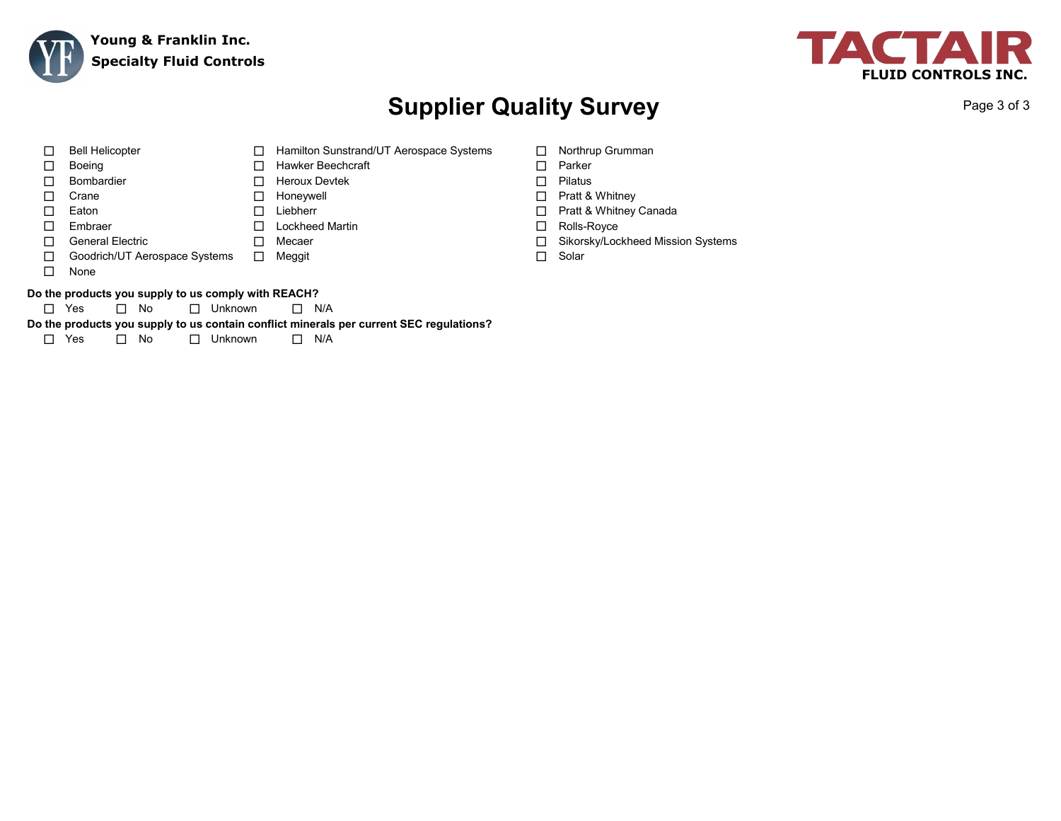Young & Franklin Inc.
Specialty Fluid Controls

TACTAIR
FLUID CONTROLS INC.

# Supplier Quality Survey

- ☐ Bell Helicopter
- ☐ Boeing
- ☐ Bombardier
- ☐ Crane
- ☐ Eaton
- ☐ Embraer
- ☐ General Electric
- ☐ Goodrich/UT Aerospace Systems
- ☐ None
- ☐ Hamilton Sunstrand/UT Aerospace Systems
- ☐ Hawker Beechcraft
- ☐ Heroux Devtek
- ☐ Honeywell
- ☐ Liebherr
- ☐ Lockheed Martin
- ☐ Mecaer
- ☐ Meggit
- ☐ Northrup Grumman
- ☐ Parker
- ☐ Pilatus
- ☐ Pratt & Whitney
- ☐ Pratt & Whitney Canada
- ☐ Rolls-Royce
- ☐ Sikorsky/Lockheed Mission Systems
- ☐ Solar

**Do the products you supply to us comply with REACH?**

☐ Yes ☐ No ☐ Unknown ☐ N/A

**Do the products you supply to us contain conflict minerals per current SEC regulations?**

☐ Yes ☐ No ☐ Unknown ☐ N/A